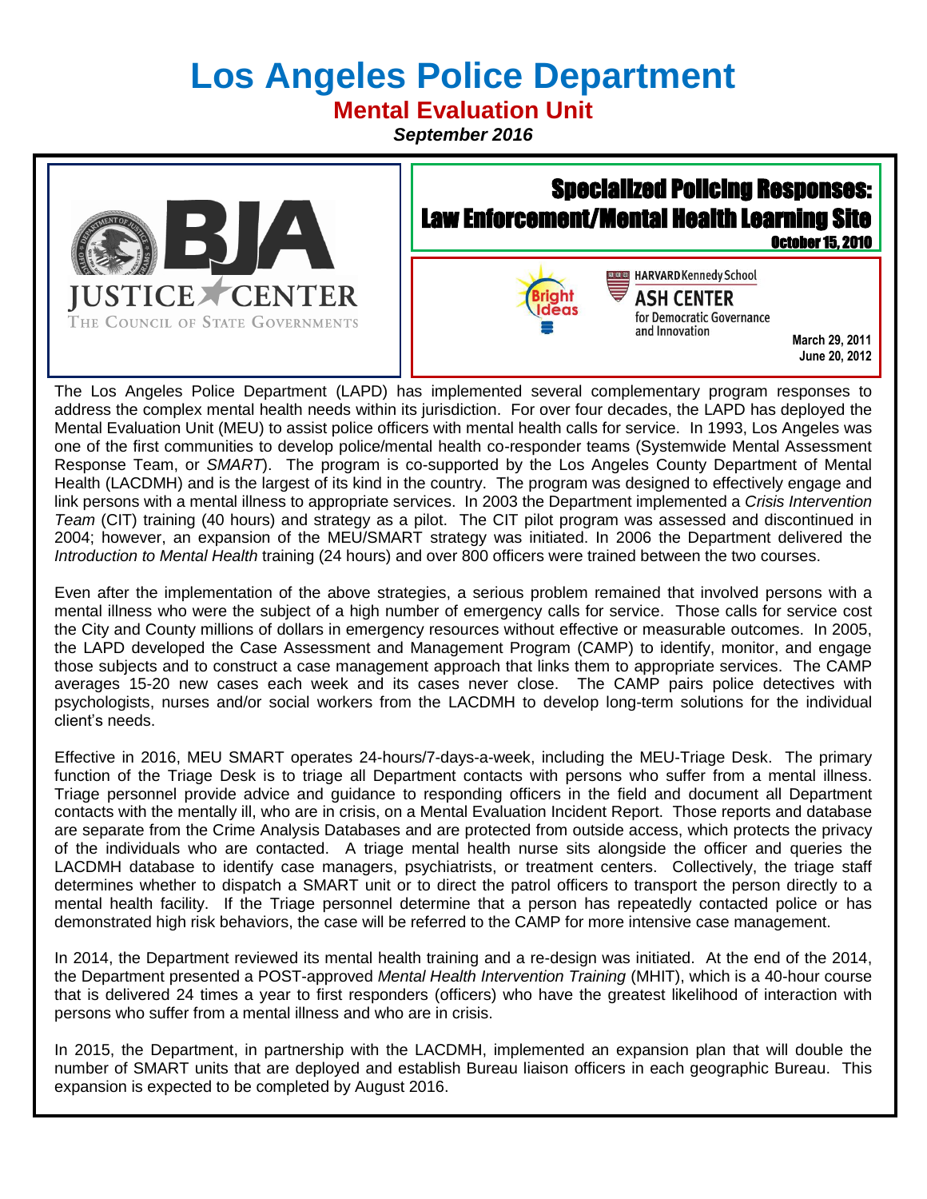# Los Angeles Police Department

## Mental Evaluation Unit

***September 2016***

BJA
JUSTICE CENTER
THE COUNCIL OF STATE GOVERNMENTS

**Specialized Policing Responses: Law Enforcement/Mental Health Learning Site**
**October 15, 2010**

Bright Ideas
HARVARD Kennedy School
ASH CENTER
for Democratic Governance and Innovation

**March 29, 2011**
**June 20, 2012**

The Los Angeles Police Department (LAPD) has implemented several complementary program responses to address the complex mental health needs within its jurisdiction. For over four decades, the LAPD has deployed the Mental Evaluation Unit (MEU) to assist police officers with mental health calls for service. In 1993, Los Angeles was one of the first communities to develop police/mental health co-responder teams (Systemwide Mental Assessment Response Team, or *SMART*). The program is co-supported by the Los Angeles County Department of Mental Health (LACDMH) and is the largest of its kind in the country. The program was designed to effectively engage and link persons with a mental illness to appropriate services. In 2003 the Department implemented a *Crisis Intervention Team* (CIT) training (40 hours) and strategy as a pilot. The CIT pilot program was assessed and discontinued in 2004; however, an expansion of the MEU/SMART strategy was initiated. In 2006 the Department delivered the *Introduction to Mental Health* training (24 hours) and over 800 officers were trained between the two courses.

Even after the implementation of the above strategies, a serious problem remained that involved persons with a mental illness who were the subject of a high number of emergency calls for service. Those calls for service cost the City and County millions of dollars in emergency resources without effective or measurable outcomes. In 2005, the LAPD developed the Case Assessment and Management Program (CAMP) to identify, monitor, and engage those subjects and to construct a case management approach that links them to appropriate services. The CAMP averages 15-20 new cases each week and its cases never close. The CAMP pairs police detectives with psychologists, nurses and/or social workers from the LACDMH to develop long-term solutions for the individual client's needs.

Effective in 2016, MEU SMART operates 24-hours/7-days-a-week, including the MEU-Triage Desk. The primary function of the Triage Desk is to triage all Department contacts with persons who suffer from a mental illness. Triage personnel provide advice and guidance to responding officers in the field and document all Department contacts with the mentally ill, who are in crisis, on a Mental Evaluation Incident Report. Those reports and database are separate from the Crime Analysis Databases and are protected from outside access, which protects the privacy of the individuals who are contacted. A triage mental health nurse sits alongside the officer and queries the LACDMH database to identify case managers, psychiatrists, or treatment centers. Collectively, the triage staff determines whether to dispatch a SMART unit or to direct the patrol officers to transport the person directly to a mental health facility. If the Triage personnel determine that a person has repeatedly contacted police or has demonstrated high risk behaviors, the case will be referred to the CAMP for more intensive case management.

In 2014, the Department reviewed its mental health training and a re-design was initiated. At the end of the 2014, the Department presented a POST-approved *Mental Health Intervention Training* (MHIT), which is a 40-hour course that is delivered 24 times a year to first responders (officers) who have the greatest likelihood of interaction with persons who suffer from a mental illness and who are in crisis.

In 2015, the Department, in partnership with the LACDMH, implemented an expansion plan that will double the number of SMART units that are deployed and establish Bureau liaison officers in each geographic Bureau. This expansion is expected to be completed by August 2016.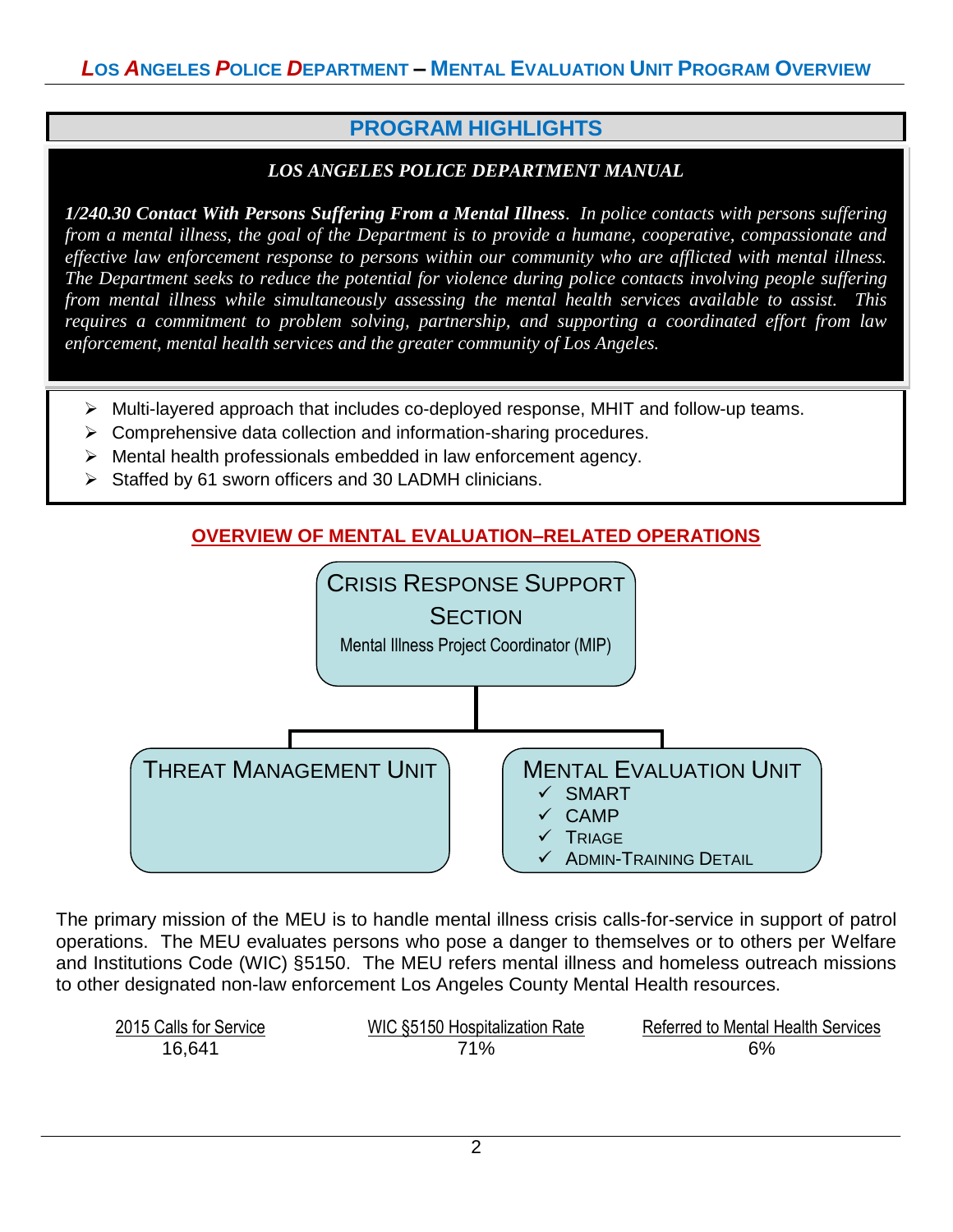## PROGRAM HIGHLIGHTS

*LOS ANGELES POLICE DEPARTMENT MANUAL*

***1/240.30 Contact With Persons Suffering From a Mental Illness****. In police contacts with persons suffering from a mental illness, the goal of the Department is to provide a humane, cooperative, compassionate and effective law enforcement response to persons within our community who are afflicted with mental illness. The Department seeks to reduce the potential for violence during police contacts involving people suffering from mental illness while simultaneously assessing the mental health services available to assist. This requires a commitment to problem solving, partnership, and supporting a coordinated effort from law enforcement, mental health services and the greater community of Los Angeles.*

- Multi-layered approach that includes co-deployed response, MHIT and follow-up teams.
- Comprehensive data collection and information-sharing procedures.
- Mental health professionals embedded in law enforcement agency.
- Staffed by 61 sworn officers and 30 LADMH clinicians.

## OVERVIEW OF MENTAL EVALUATION–RELATED OPERATIONS

**CRISIS RESPONSE SUPPORT SECTION**
Mental Illness Project Coordinator (MIP)

- **THREAT MANAGEMENT UNIT**
- **MENTAL EVALUATION UNIT**
  - ✓ SMART
  - ✓ CAMP
  - ✓ TRIAGE
  - ✓ ADMIN-TRAINING DETAIL

The primary mission of the MEU is to handle mental illness crisis calls-for-service in support of patrol operations. The MEU evaluates persons who pose a danger to themselves or to others per Welfare and Institutions Code (WIC) §5150. The MEU refers mental illness and homeless outreach missions to other designated non-law enforcement Los Angeles County Mental Health resources.

| 2015 Calls for Service | WIC §5150 Hospitalization Rate | Referred to Mental Health Services |
|---|---|---|
| 16,641 | 71% | 6% |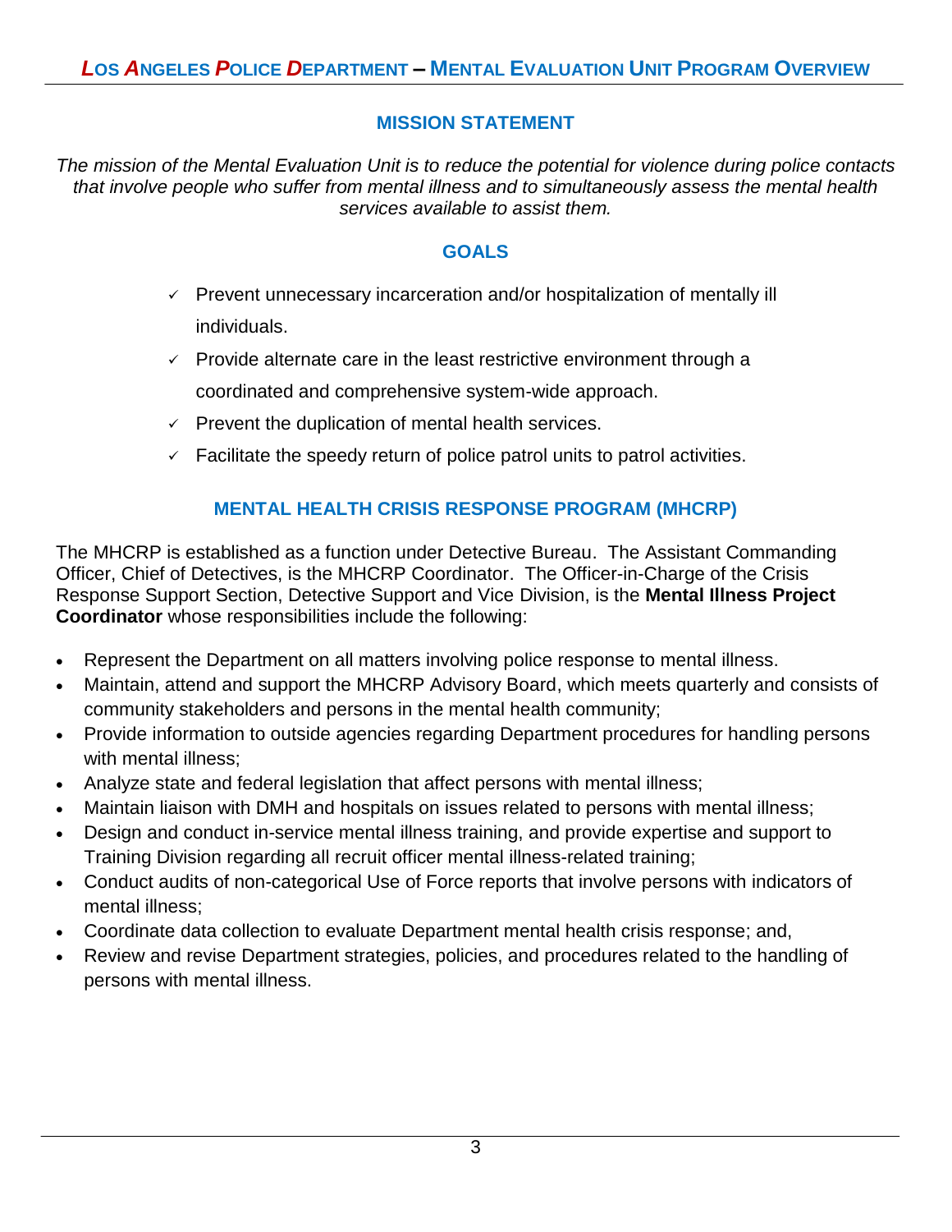## MISSION STATEMENT

*The mission of the Mental Evaluation Unit is to reduce the potential for violence during police contacts that involve people who suffer from mental illness and to simultaneously assess the mental health services available to assist them.*

## GOALS

- ✓ Prevent unnecessary incarceration and/or hospitalization of mentally ill individuals.
- ✓ Provide alternate care in the least restrictive environment through a coordinated and comprehensive system-wide approach.
- ✓ Prevent the duplication of mental health services.
- ✓ Facilitate the speedy return of police patrol units to patrol activities.

## MENTAL HEALTH CRISIS RESPONSE PROGRAM (MHCRP)

The MHCRP is established as a function under Detective Bureau. The Assistant Commanding Officer, Chief of Detectives, is the MHCRP Coordinator. The Officer-in-Charge of the Crisis Response Support Section, Detective Support and Vice Division, is the **Mental Illness Project Coordinator** whose responsibilities include the following:

- Represent the Department on all matters involving police response to mental illness.
- Maintain, attend and support the MHCRP Advisory Board, which meets quarterly and consists of community stakeholders and persons in the mental health community;
- Provide information to outside agencies regarding Department procedures for handling persons with mental illness;
- Analyze state and federal legislation that affect persons with mental illness;
- Maintain liaison with DMH and hospitals on issues related to persons with mental illness;
- Design and conduct in-service mental illness training, and provide expertise and support to Training Division regarding all recruit officer mental illness-related training;
- Conduct audits of non-categorical Use of Force reports that involve persons with indicators of mental illness;
- Coordinate data collection to evaluate Department mental health crisis response; and,
- Review and revise Department strategies, policies, and procedures related to the handling of persons with mental illness.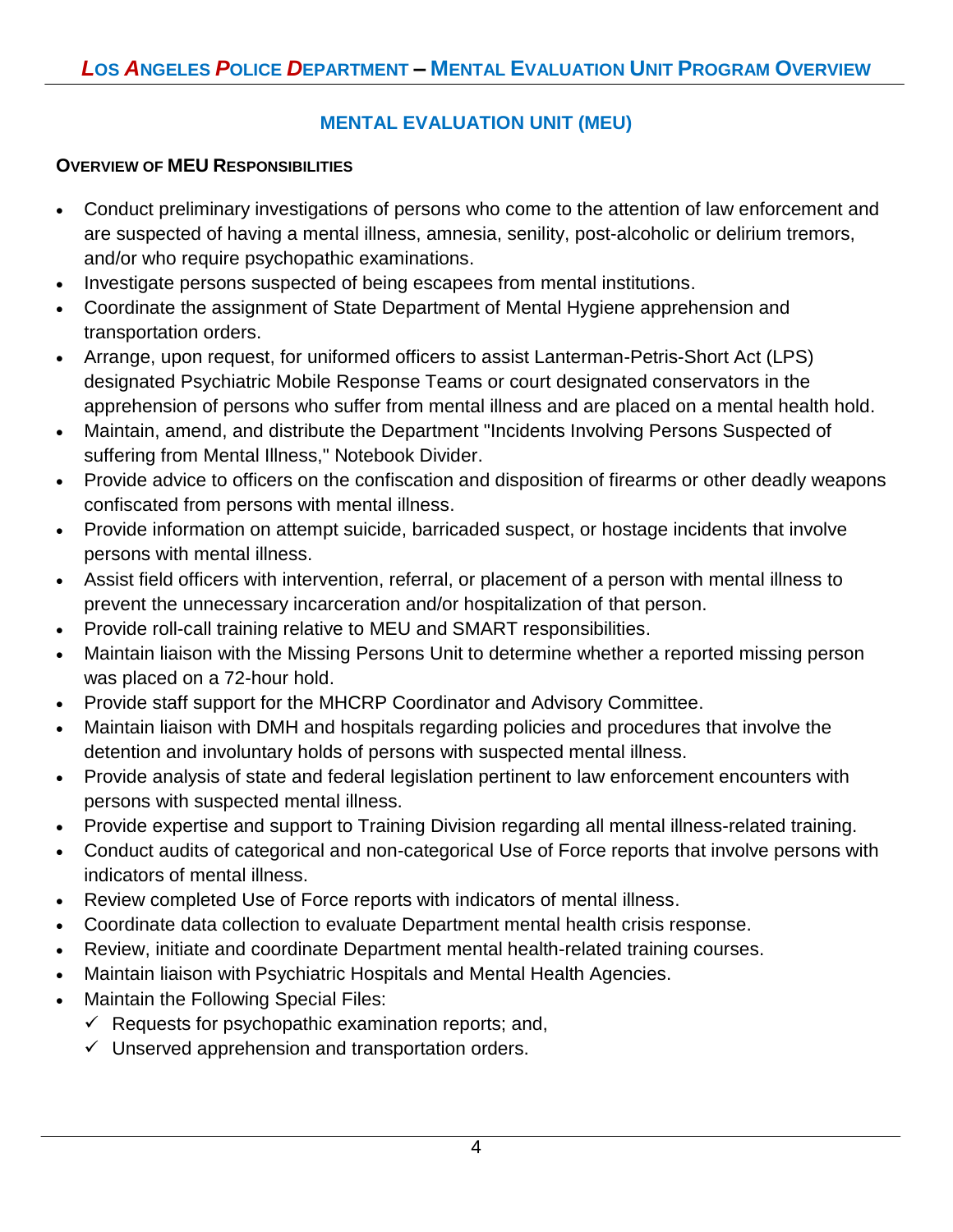## MENTAL EVALUATION UNIT (MEU)

### OVERVIEW OF MEU RESPONSIBILITIES

- Conduct preliminary investigations of persons who come to the attention of law enforcement and are suspected of having a mental illness, amnesia, senility, post-alcoholic or delirium tremors, and/or who require psychopathic examinations.
- Investigate persons suspected of being escapees from mental institutions.
- Coordinate the assignment of State Department of Mental Hygiene apprehension and transportation orders.
- Arrange, upon request, for uniformed officers to assist Lanterman-Petris-Short Act (LPS) designated Psychiatric Mobile Response Teams or court designated conservators in the apprehension of persons who suffer from mental illness and are placed on a mental health hold.
- Maintain, amend, and distribute the Department "Incidents Involving Persons Suspected of suffering from Mental Illness," Notebook Divider.
- Provide advice to officers on the confiscation and disposition of firearms or other deadly weapons confiscated from persons with mental illness.
- Provide information on attempt suicide, barricaded suspect, or hostage incidents that involve persons with mental illness.
- Assist field officers with intervention, referral, or placement of a person with mental illness to prevent the unnecessary incarceration and/or hospitalization of that person.
- Provide roll-call training relative to MEU and SMART responsibilities.
- Maintain liaison with the Missing Persons Unit to determine whether a reported missing person was placed on a 72-hour hold.
- Provide staff support for the MHCRP Coordinator and Advisory Committee.
- Maintain liaison with DMH and hospitals regarding policies and procedures that involve the detention and involuntary holds of persons with suspected mental illness.
- Provide analysis of state and federal legislation pertinent to law enforcement encounters with persons with suspected mental illness.
- Provide expertise and support to Training Division regarding all mental illness-related training.
- Conduct audits of categorical and non-categorical Use of Force reports that involve persons with indicators of mental illness.
- Review completed Use of Force reports with indicators of mental illness.
- Coordinate data collection to evaluate Department mental health crisis response.
- Review, initiate and coordinate Department mental health-related training courses.
- Maintain liaison with Psychiatric Hospitals and Mental Health Agencies.
- Maintain the Following Special Files:
  - ✓ Requests for psychopathic examination reports; and,
  - ✓ Unserved apprehension and transportation orders.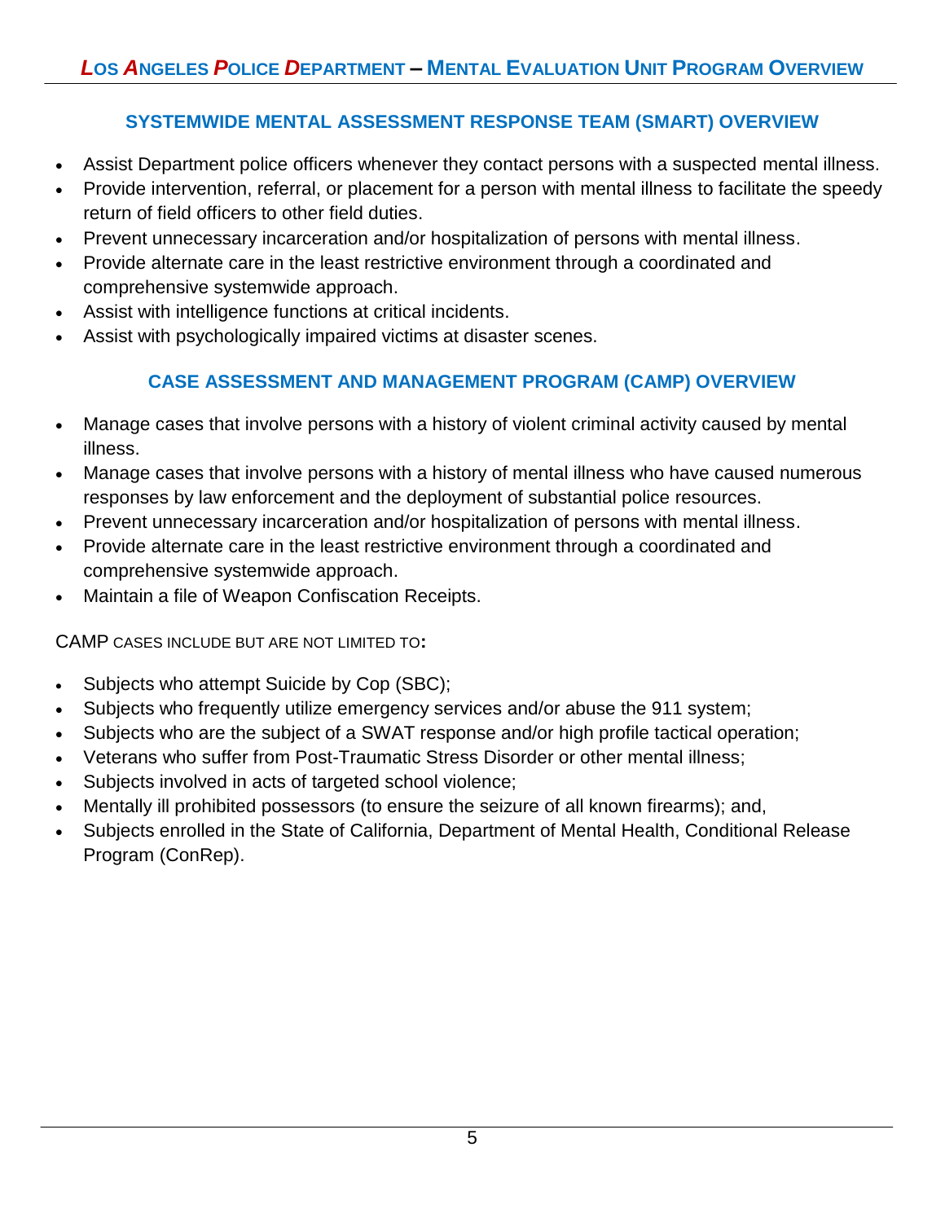## SYSTEMWIDE MENTAL ASSESSMENT RESPONSE TEAM (SMART) OVERVIEW

- Assist Department police officers whenever they contact persons with a suspected mental illness.
- Provide intervention, referral, or placement for a person with mental illness to facilitate the speedy return of field officers to other field duties.
- Prevent unnecessary incarceration and/or hospitalization of persons with mental illness.
- Provide alternate care in the least restrictive environment through a coordinated and comprehensive systemwide approach.
- Assist with intelligence functions at critical incidents.
- Assist with psychologically impaired victims at disaster scenes.

## CASE ASSESSMENT AND MANAGEMENT PROGRAM (CAMP) OVERVIEW

- Manage cases that involve persons with a history of violent criminal activity caused by mental illness.
- Manage cases that involve persons with a history of mental illness who have caused numerous responses by law enforcement and the deployment of substantial police resources.
- Prevent unnecessary incarceration and/or hospitalization of persons with mental illness.
- Provide alternate care in the least restrictive environment through a coordinated and comprehensive systemwide approach.
- Maintain a file of Weapon Confiscation Receipts.

CAMP CASES INCLUDE BUT ARE NOT LIMITED TO**:**

- Subjects who attempt Suicide by Cop (SBC);
- Subjects who frequently utilize emergency services and/or abuse the 911 system;
- Subjects who are the subject of a SWAT response and/or high profile tactical operation;
- Veterans who suffer from Post-Traumatic Stress Disorder or other mental illness;
- Subjects involved in acts of targeted school violence;
- Mentally ill prohibited possessors (to ensure the seizure of all known firearms); and,
- Subjects enrolled in the State of California, Department of Mental Health, Conditional Release Program (ConRep).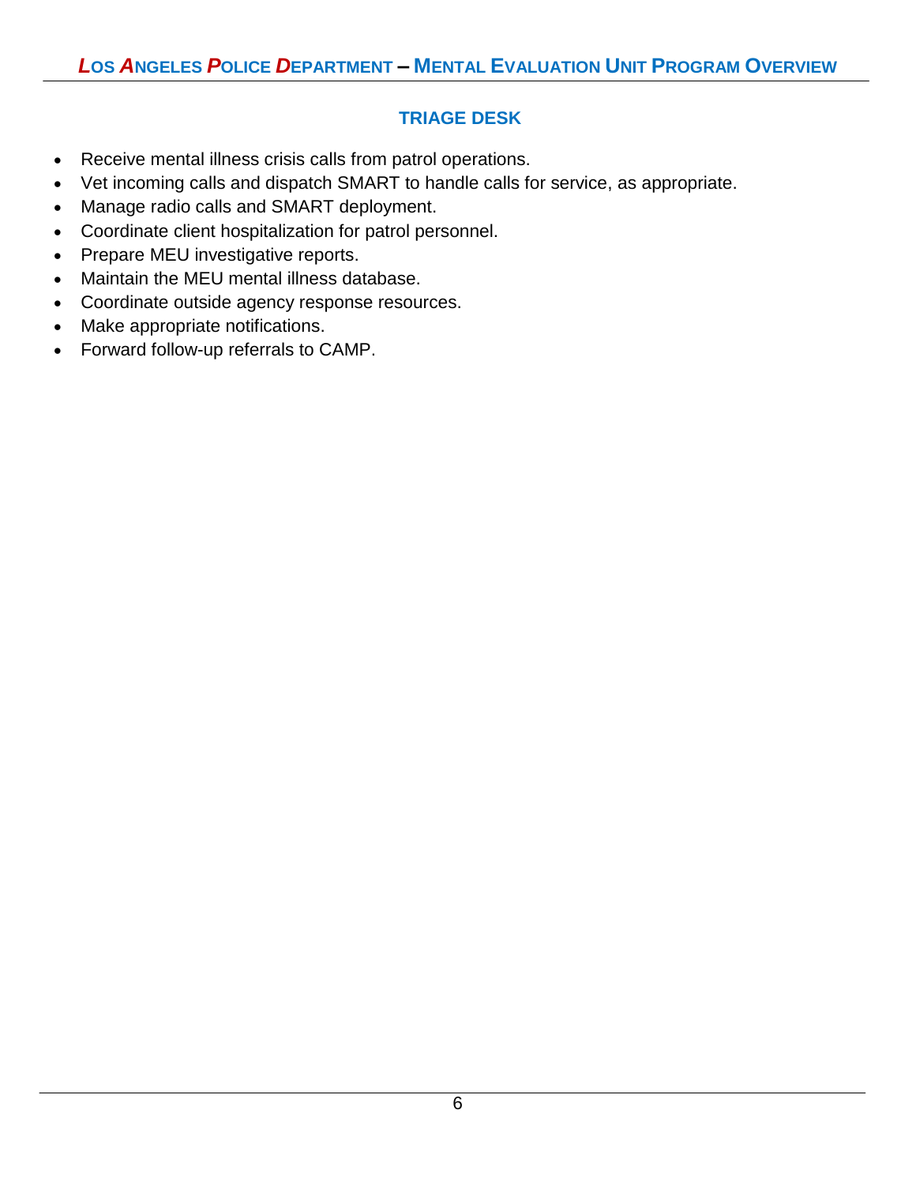## TRIAGE DESK

- Receive mental illness crisis calls from patrol operations.
- Vet incoming calls and dispatch SMART to handle calls for service, as appropriate.
- Manage radio calls and SMART deployment.
- Coordinate client hospitalization for patrol personnel.
- Prepare MEU investigative reports.
- Maintain the MEU mental illness database.
- Coordinate outside agency response resources.
- Make appropriate notifications.
- Forward follow-up referrals to CAMP.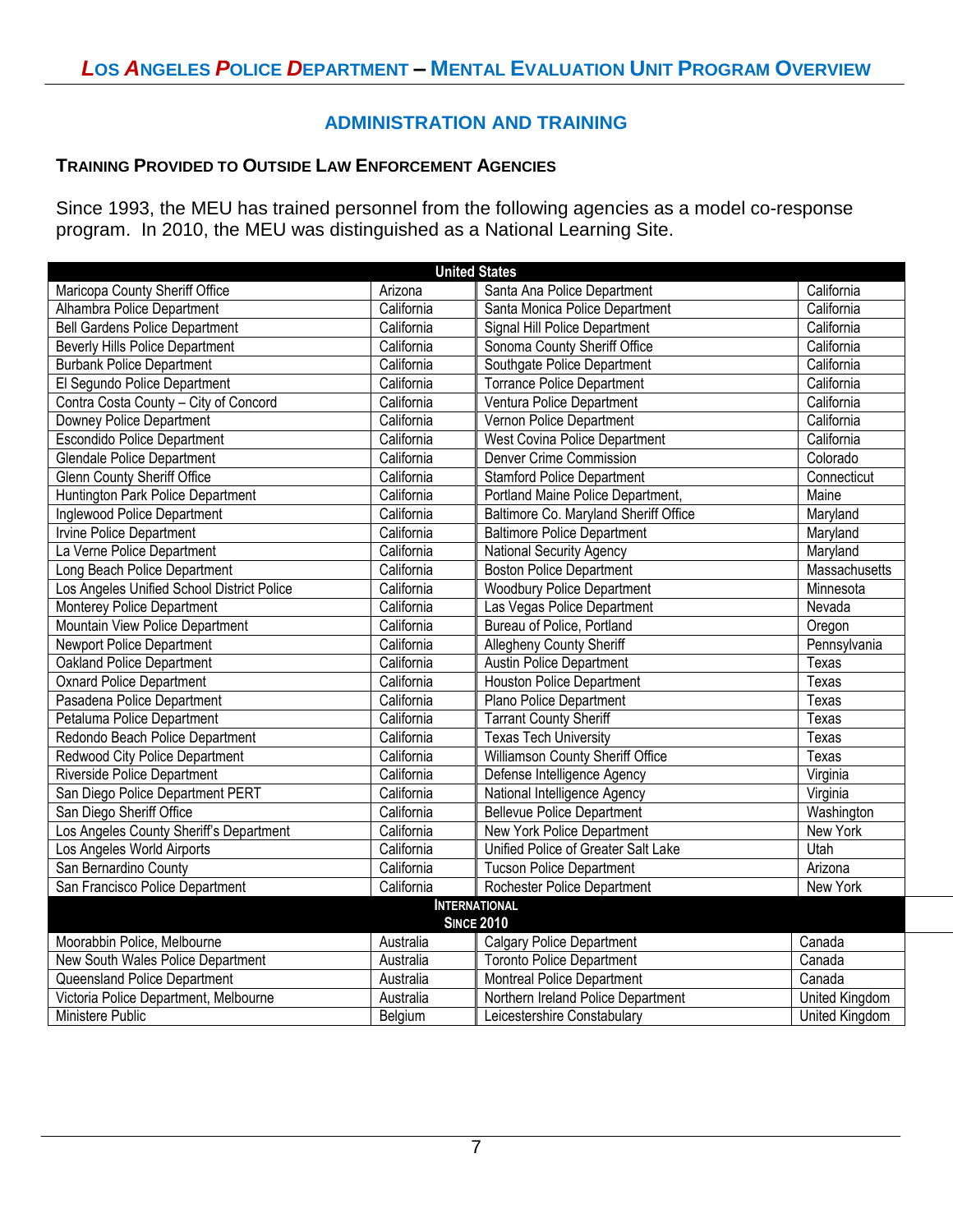## ADMINISTRATION AND TRAINING

### TRAINING PROVIDED TO OUTSIDE LAW ENFORCEMENT AGENCIES

Since 1993, the MEU has trained personnel from the following agencies as a model co-response program. In 2010, the MEU was distinguished as a National Learning Site.

| United States | | | |
|---|---|---|---|
| Maricopa County Sheriff Office | Arizona | Santa Ana Police Department | California |
| Alhambra Police Department | California | Santa Monica Police Department | California |
| Bell Gardens Police Department | California | Signal Hill Police Department | California |
| Beverly Hills Police Department | California | Sonoma County Sheriff Office | California |
| Burbank Police Department | California | Southgate Police Department | California |
| El Segundo Police Department | California | Torrance Police Department | California |
| Contra Costa County – City of Concord | California | Ventura Police Department | California |
| Downey Police Department | California | Vernon Police Department | California |
| Escondido Police Department | California | West Covina Police Department | California |
| Glendale Police Department | California | Denver Crime Commission | Colorado |
| Glenn County Sheriff Office | California | Stamford Police Department | Connecticut |
| Huntington Park Police Department | California | Portland Maine Police Department, | Maine |
| Inglewood Police Department | California | Baltimore Co. Maryland Sheriff Office | Maryland |
| Irvine Police Department | California | Baltimore Police Department | Maryland |
| La Verne Police Department | California | National Security Agency | Maryland |
| Long Beach Police Department | California | Boston Police Department | Massachusetts |
| Los Angeles Unified School District Police | California | Woodbury Police Department | Minnesota |
| Monterey Police Department | California | Las Vegas Police Department | Nevada |
| Mountain View Police Department | California | Bureau of Police, Portland | Oregon |
| Newport Police Department | California | Allegheny County Sheriff | Pennsylvania |
| Oakland Police Department | California | Austin Police Department | Texas |
| Oxnard Police Department | California | Houston Police Department | Texas |
| Pasadena Police Department | California | Plano Police Department | Texas |
| Petaluma Police Department | California | Tarrant County Sheriff | Texas |
| Redondo Beach Police Department | California | Texas Tech University | Texas |
| Redwood City Police Department | California | Williamson County Sheriff Office | Texas |
| Riverside Police Department | California | Defense Intelligence Agency | Virginia |
| San Diego Police Department PERT | California | National Intelligence Agency | Virginia |
| San Diego Sheriff Office | California | Bellevue Police Department | Washington |
| Los Angeles County Sheriff's Department | California | New York Police Department | New York |
| Los Angeles World Airports | California | Unified Police of Greater Salt Lake | Utah |
| San Bernardino County | California | Tucson Police Department | Arizona |
| San Francisco Police Department | California | Rochester Police Department | New York |
| **INTERNATIONAL SINCE 2010** | | | |
| Moorabbin Police, Melbourne | Australia | Calgary Police Department | Canada |
| New South Wales Police Department | Australia | Toronto Police Department | Canada |
| Queensland Police Department | Australia | Montreal Police Department | Canada |
| Victoria Police Department, Melbourne | Australia | Northern Ireland Police Department | United Kingdom |
| Ministere Public | Belgium | Leicestershire Constabulary | United Kingdom |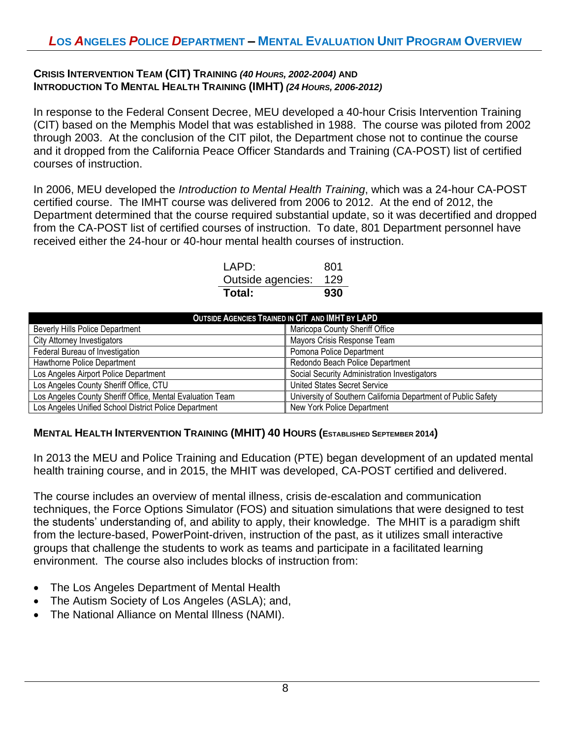### CRISIS INTERVENTION TEAM (CIT) TRAINING *(40 HOURS, 2002-2004)* AND INTRODUCTION TO MENTAL HEALTH TRAINING (IMHT) *(24 HOURS, 2006-2012)*

In response to the Federal Consent Decree, MEU developed a 40-hour Crisis Intervention Training (CIT) based on the Memphis Model that was established in 1988. The course was piloted from 2002 through 2003. At the conclusion of the CIT pilot, the Department chose not to continue the course and it dropped from the California Peace Officer Standards and Training (CA-POST) list of certified courses of instruction.

In 2006, MEU developed the *Introduction to Mental Health Training*, which was a 24-hour CA-POST certified course. The IMHT course was delivered from 2006 to 2012. At the end of 2012, the Department determined that the course required substantial update, so it was decertified and dropped from the CA-POST list of certified courses of instruction. To date, 801 Department personnel have received either the 24-hour or 40-hour mental health courses of instruction.

| | |
|---|---|
| LAPD: | 801 |
| Outside agencies: | 129 |
| **Total:** | **930** |

| OUTSIDE AGENCIES TRAINED IN CIT AND IMHT BY LAPD | |
|---|---|
| Beverly Hills Police Department | Maricopa County Sheriff Office |
| City Attorney Investigators | Mayors Crisis Response Team |
| Federal Bureau of Investigation | Pomona Police Department |
| Hawthorne Police Department | Redondo Beach Police Department |
| Los Angeles Airport Police Department | Social Security Administration Investigators |
| Los Angeles County Sheriff Office, CTU | United States Secret Service |
| Los Angeles County Sheriff Office, Mental Evaluation Team | University of Southern California Department of Public Safety |
| Los Angeles Unified School District Police Department | New York Police Department |

### MENTAL HEALTH INTERVENTION TRAINING (MHIT) 40 HOURS (ESTABLISHED SEPTEMBER 2014)

In 2013 the MEU and Police Training and Education (PTE) began development of an updated mental health training course, and in 2015, the MHIT was developed, CA-POST certified and delivered.

The course includes an overview of mental illness, crisis de-escalation and communication techniques, the Force Options Simulator (FOS) and situation simulations that were designed to test the students' understanding of, and ability to apply, their knowledge. The MHIT is a paradigm shift from the lecture-based, PowerPoint-driven, instruction of the past, as it utilizes small interactive groups that challenge the students to work as teams and participate in a facilitated learning environment. The course also includes blocks of instruction from:

- The Los Angeles Department of Mental Health
- The Autism Society of Los Angeles (ASLA); and,
- The National Alliance on Mental Illness (NAMI).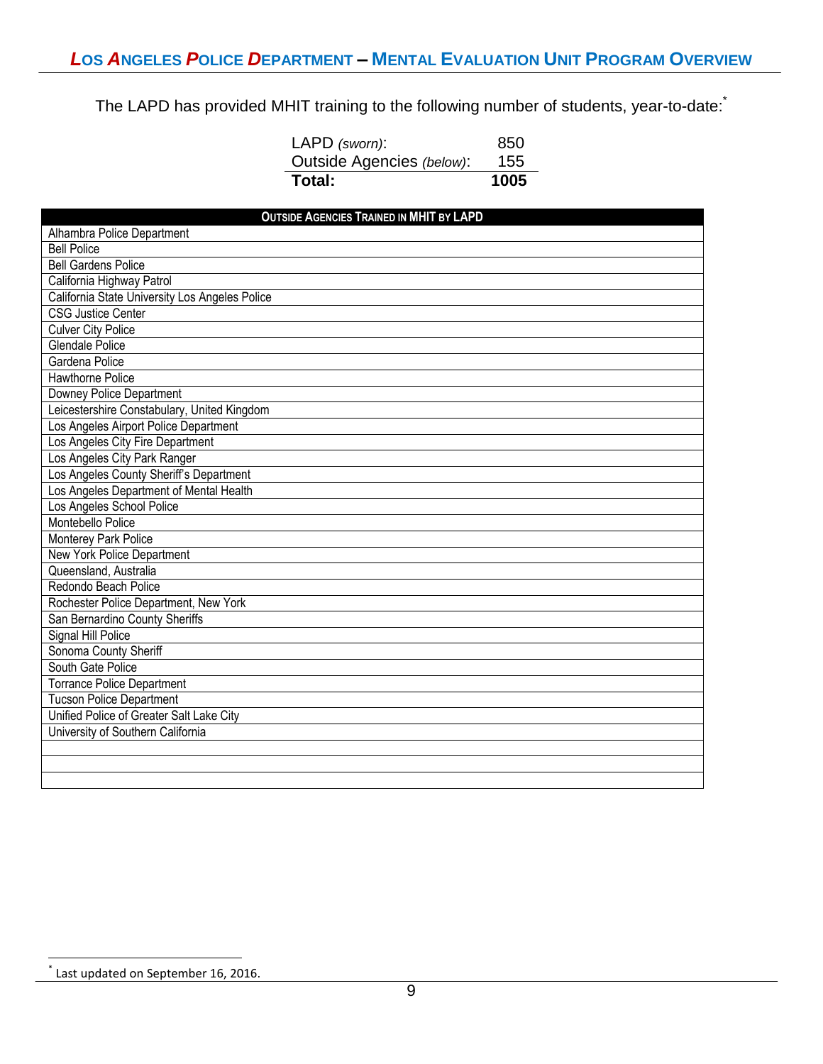The LAPD has provided MHIT training to the following number of students, year-to-date:*

| | |
|---|---|
| LAPD *(sworn)*: | 850 |
| Outside Agencies *(below)*: | 155 |
| **Total:** | **1005** |

| OUTSIDE AGENCIES TRAINED IN MHIT BY LAPD |
|---|
| Alhambra Police Department |
| Bell Police |
| Bell Gardens Police |
| California Highway Patrol |
| California State University Los Angeles Police |
| CSG Justice Center |
| Culver City Police |
| Glendale Police |
| Gardena Police |
| Hawthorne Police |
| Downey Police Department |
| Leicestershire Constabulary, United Kingdom |
| Los Angeles Airport Police Department |
| Los Angeles City Fire Department |
| Los Angeles City Park Ranger |
| Los Angeles County Sheriff's Department |
| Los Angeles Department of Mental Health |
| Los Angeles School Police |
| Montebello Police |
| Monterey Park Police |
| New York Police Department |
| Queensland, Australia |
| Redondo Beach Police |
| Rochester Police Department, New York |
| San Bernardino County Sheriffs |
| Signal Hill Police |
| Sonoma County Sheriff |
| South Gate Police |
| Torrance Police Department |
| Tucson Police Department |
| Unified Police of Greater Salt Lake City |
| University of Southern California |
| |
| |
| |

* Last updated on September 16, 2016.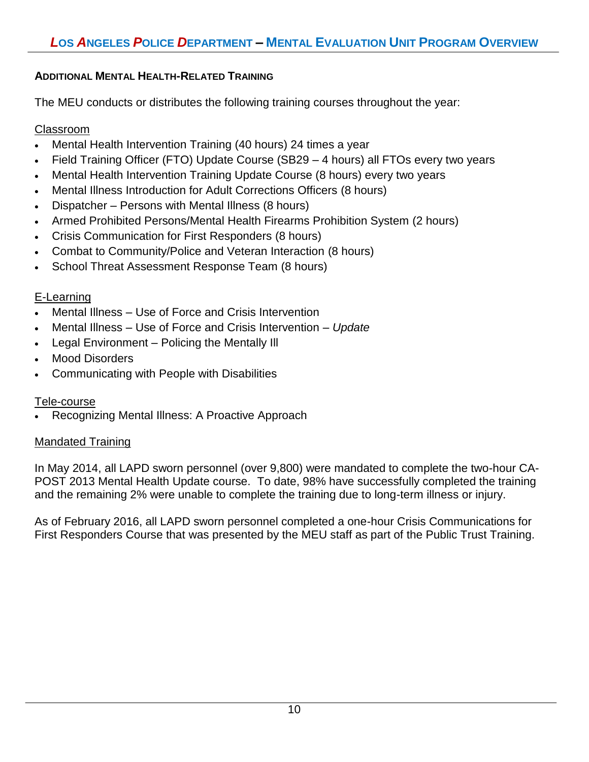### ADDITIONAL MENTAL HEALTH-RELATED TRAINING

The MEU conducts or distributes the following training courses throughout the year:

Classroom

- Mental Health Intervention Training (40 hours) 24 times a year
- Field Training Officer (FTO) Update Course (SB29 – 4 hours) all FTOs every two years
- Mental Health Intervention Training Update Course (8 hours) every two years
- Mental Illness Introduction for Adult Corrections Officers (8 hours)
- Dispatcher – Persons with Mental Illness (8 hours)
- Armed Prohibited Persons/Mental Health Firearms Prohibition System (2 hours)
- Crisis Communication for First Responders (8 hours)
- Combat to Community/Police and Veteran Interaction (8 hours)
- School Threat Assessment Response Team (8 hours)

E-Learning

- Mental Illness – Use of Force and Crisis Intervention
- Mental Illness – Use of Force and Crisis Intervention – *Update*
- Legal Environment – Policing the Mentally Ill
- Mood Disorders
- Communicating with People with Disabilities

Tele-course

- Recognizing Mental Illness: A Proactive Approach

Mandated Training

In May 2014, all LAPD sworn personnel (over 9,800) were mandated to complete the two-hour CA-POST 2013 Mental Health Update course. To date, 98% have successfully completed the training and the remaining 2% were unable to complete the training due to long-term illness or injury.

As of February 2016, all LAPD sworn personnel completed a one-hour Crisis Communications for First Responders Course that was presented by the MEU staff as part of the Public Trust Training.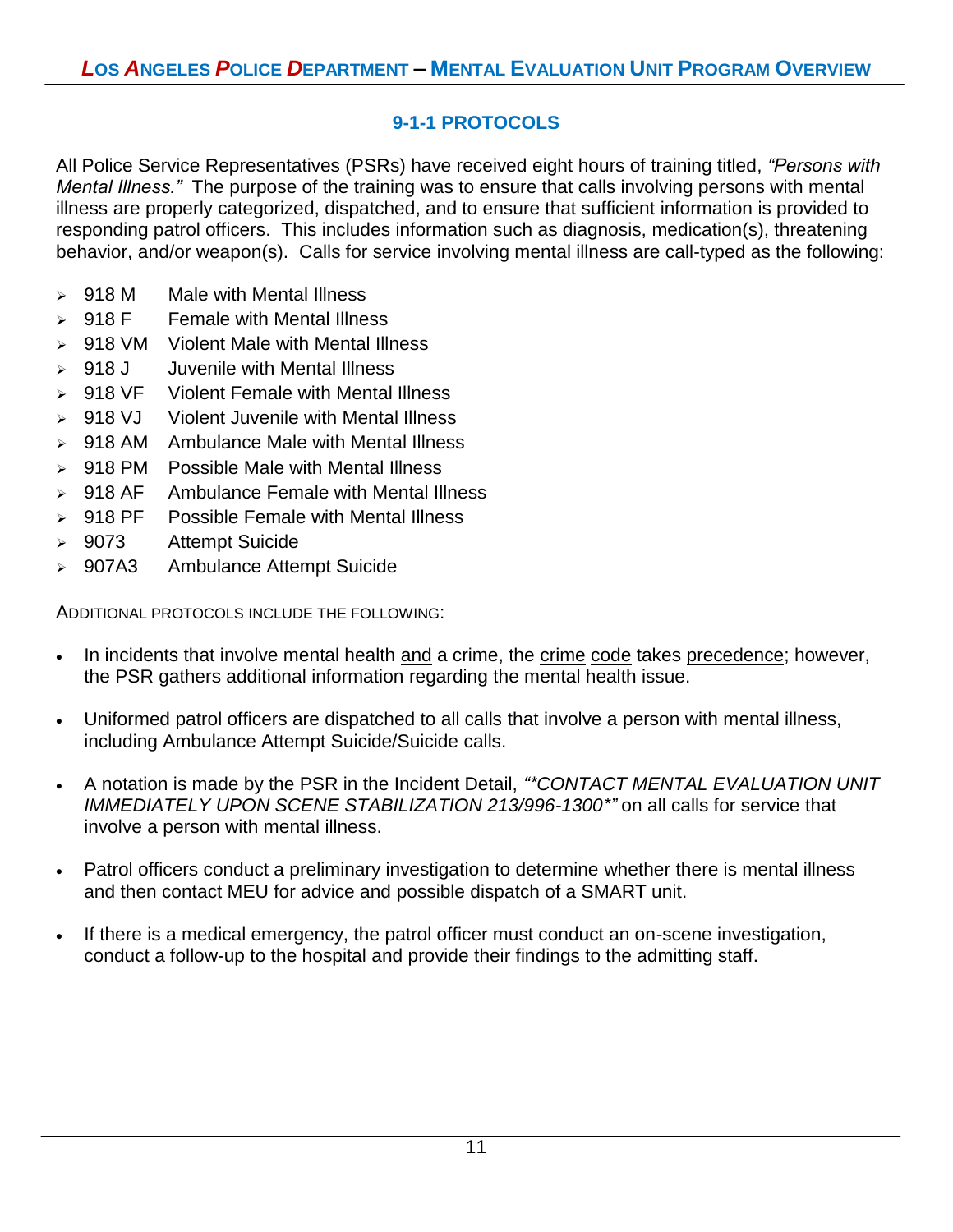## 9-1-1 PROTOCOLS

All Police Service Representatives (PSRs) have received eight hours of training titled, *"Persons with Mental Illness."* The purpose of the training was to ensure that calls involving persons with mental illness are properly categorized, dispatched, and to ensure that sufficient information is provided to responding patrol officers. This includes information such as diagnosis, medication(s), threatening behavior, and/or weapon(s). Calls for service involving mental illness are call-typed as the following:

- 918 M — Male with Mental Illness
- 918 F — Female with Mental Illness
- 918 VM — Violent Male with Mental Illness
- 918 J — Juvenile with Mental Illness
- 918 VF — Violent Female with Mental Illness
- 918 VJ — Violent Juvenile with Mental Illness
- 918 AM — Ambulance Male with Mental Illness
- 918 PM — Possible Male with Mental Illness
- 918 AF — Ambulance Female with Mental Illness
- 918 PF — Possible Female with Mental Illness
- 9073 — Attempt Suicide
- 907A3 — Ambulance Attempt Suicide

ADDITIONAL PROTOCOLS INCLUDE THE FOLLOWING:

- In incidents that involve mental health <u>and</u> a crime, the <u>crime</u> <u>code</u> takes <u>precedence</u>; however, the PSR gathers additional information regarding the mental health issue.
- Uniformed patrol officers are dispatched to all calls that involve a person with mental illness, including Ambulance Attempt Suicide/Suicide calls.
- A notation is made by the PSR in the Incident Detail, *"*CONTACT MENTAL EVALUATION UNIT IMMEDIATELY UPON SCENE STABILIZATION 213/996-1300*"* on all calls for service that involve a person with mental illness.
- Patrol officers conduct a preliminary investigation to determine whether there is mental illness and then contact MEU for advice and possible dispatch of a SMART unit.
- If there is a medical emergency, the patrol officer must conduct an on-scene investigation, conduct a follow-up to the hospital and provide their findings to the admitting staff.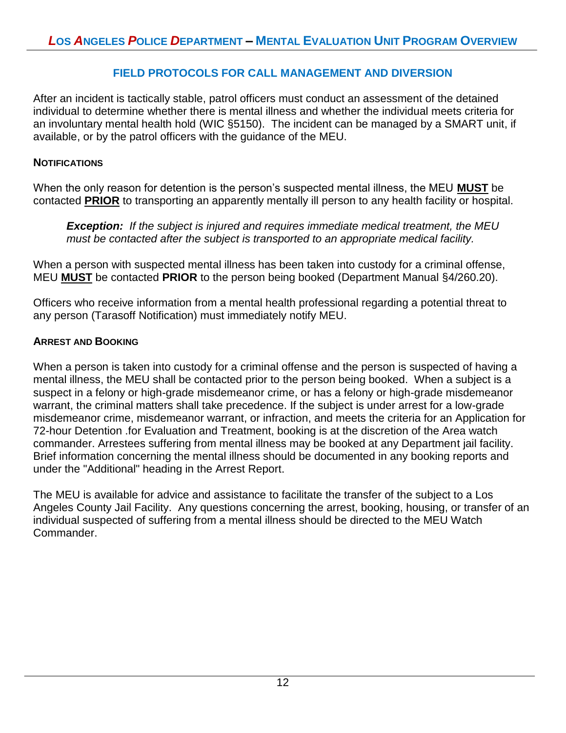## FIELD PROTOCOLS FOR CALL MANAGEMENT AND DIVERSION

After an incident is tactically stable, patrol officers must conduct an assessment of the detained individual to determine whether there is mental illness and whether the individual meets criteria for an involuntary mental health hold (WIC §5150). The incident can be managed by a SMART unit, if available, or by the patrol officers with the guidance of the MEU.

### NOTIFICATIONS

When the only reason for detention is the person's suspected mental illness, the MEU **MUST** be contacted **PRIOR** to transporting an apparently mentally ill person to any health facility or hospital.

> ***Exception:*** *If the subject is injured and requires immediate medical treatment, the MEU must be contacted after the subject is transported to an appropriate medical facility.*

When a person with suspected mental illness has been taken into custody for a criminal offense, MEU **MUST** be contacted **PRIOR** to the person being booked (Department Manual §4/260.20).

Officers who receive information from a mental health professional regarding a potential threat to any person (Tarasoff Notification) must immediately notify MEU.

### ARREST AND BOOKING

When a person is taken into custody for a criminal offense and the person is suspected of having a mental illness, the MEU shall be contacted prior to the person being booked. When a subject is a suspect in a felony or high-grade misdemeanor crime, or has a felony or high-grade misdemeanor warrant, the criminal matters shall take precedence. If the subject is under arrest for a low-grade misdemeanor crime, misdemeanor warrant, or infraction, and meets the criteria for an Application for 72-hour Detention .for Evaluation and Treatment, booking is at the discretion of the Area watch commander. Arrestees suffering from mental illness may be booked at any Department jail facility. Brief information concerning the mental illness should be documented in any booking reports and under the "Additional" heading in the Arrest Report.

The MEU is available for advice and assistance to facilitate the transfer of the subject to a Los Angeles County Jail Facility. Any questions concerning the arrest, booking, housing, or transfer of an individual suspected of suffering from a mental illness should be directed to the MEU Watch Commander.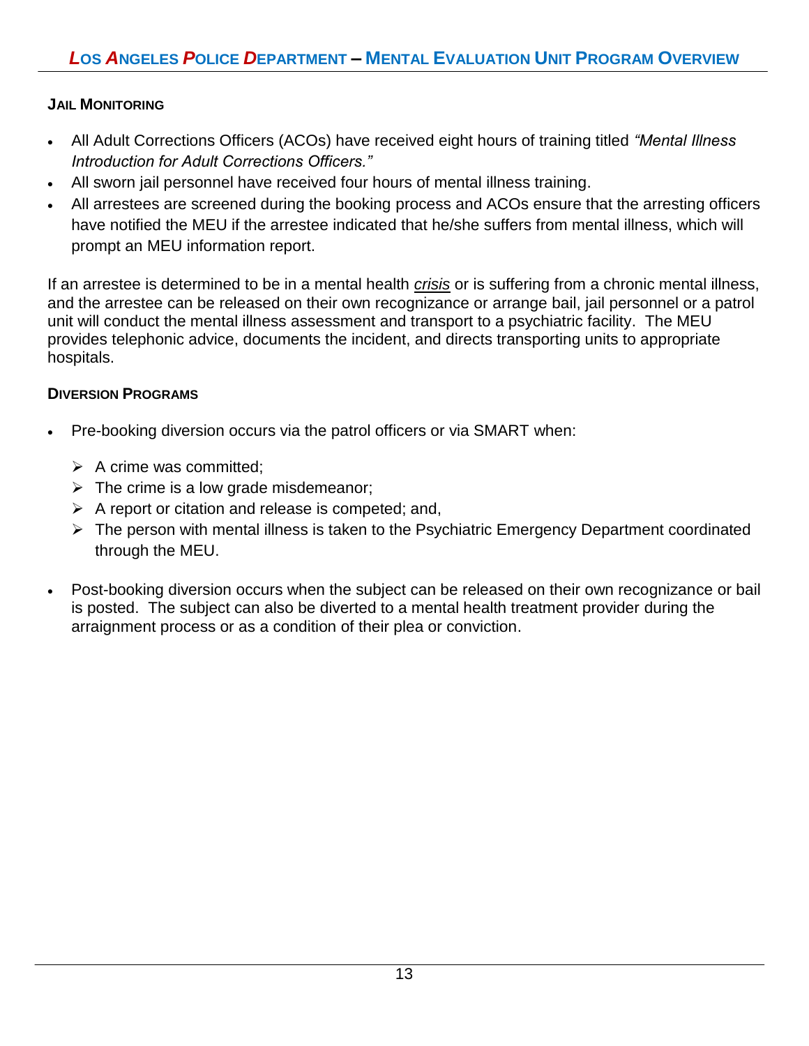### Jail Monitoring

- All Adult Corrections Officers (ACOs) have received eight hours of training titled *"Mental Illness Introduction for Adult Corrections Officers."*
- All sworn jail personnel have received four hours of mental illness training.
- All arrestees are screened during the booking process and ACOs ensure that the arresting officers have notified the MEU if the arrestee indicated that he/she suffers from mental illness, which will prompt an MEU information report.

If an arrestee is determined to be in a mental health *crisis* or is suffering from a chronic mental illness, and the arrestee can be released on their own recognizance or arrange bail, jail personnel or a patrol unit will conduct the mental illness assessment and transport to a psychiatric facility. The MEU provides telephonic advice, documents the incident, and directs transporting units to appropriate hospitals.

### Diversion Programs

- Pre-booking diversion occurs via the patrol officers or via SMART when:
  - A crime was committed;
  - The crime is a low grade misdemeanor;
  - A report or citation and release is competed; and,
  - The person with mental illness is taken to the Psychiatric Emergency Department coordinated through the MEU.

- Post-booking diversion occurs when the subject can be released on their own recognizance or bail is posted. The subject can also be diverted to a mental health treatment provider during the arraignment process or as a condition of their plea or conviction.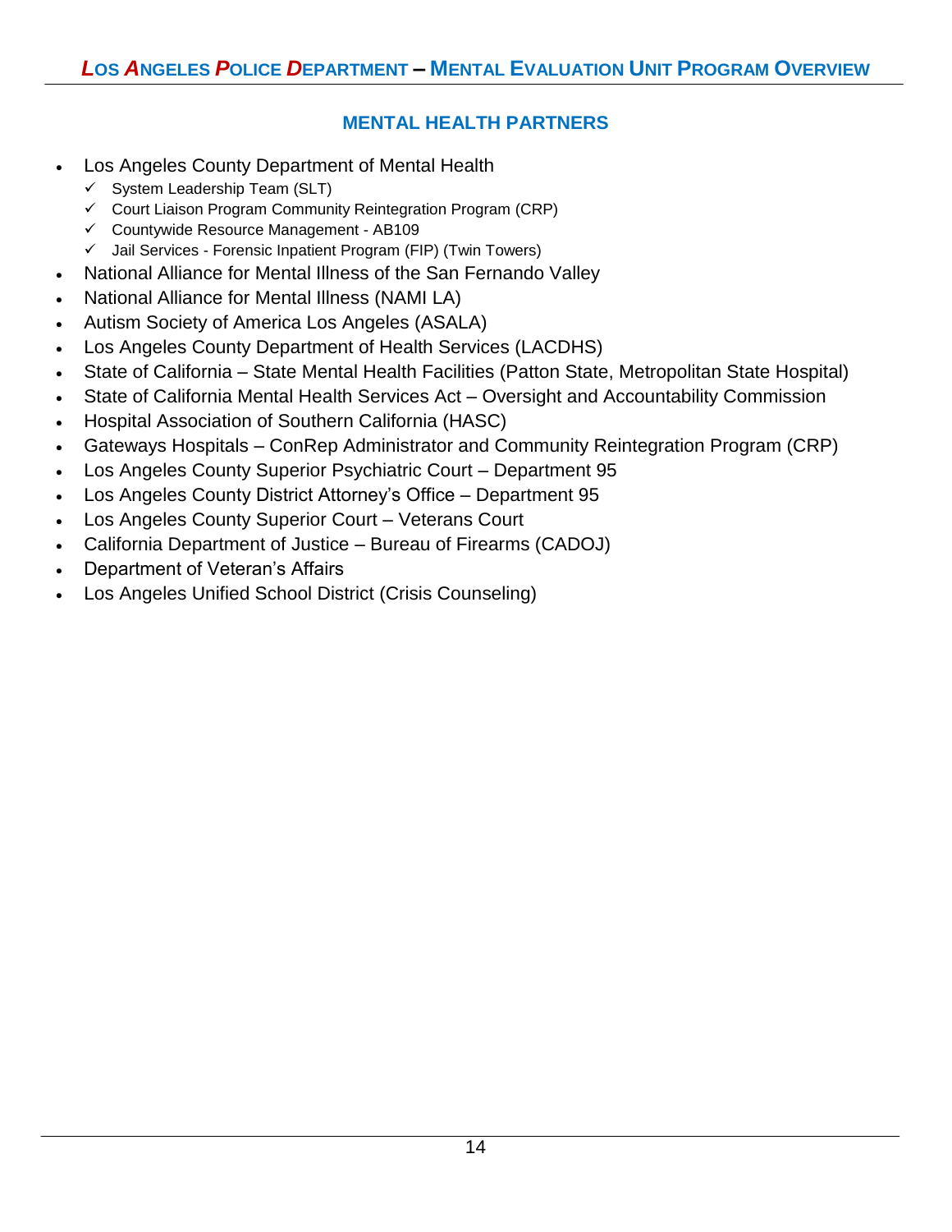## MENTAL HEALTH PARTNERS

- Los Angeles County Department of Mental Health
  - ✓ System Leadership Team (SLT)
  - ✓ Court Liaison Program Community Reintegration Program (CRP)
  - ✓ Countywide Resource Management - AB109
  - ✓ Jail Services - Forensic Inpatient Program (FIP) (Twin Towers)
- National Alliance for Mental Illness of the San Fernando Valley
- National Alliance for Mental Illness (NAMI LA)
- Autism Society of America Los Angeles (ASALA)
- Los Angeles County Department of Health Services (LACDHS)
- State of California – State Mental Health Facilities (Patton State, Metropolitan State Hospital)
- State of California Mental Health Services Act – Oversight and Accountability Commission
- Hospital Association of Southern California (HASC)
- Gateways Hospitals – ConRep Administrator and Community Reintegration Program (CRP)
- Los Angeles County Superior Psychiatric Court – Department 95
- Los Angeles County District Attorney's Office – Department 95
- Los Angeles County Superior Court – Veterans Court
- California Department of Justice – Bureau of Firearms (CADOJ)
- Department of Veteran's Affairs
- Los Angeles Unified School District (Crisis Counseling)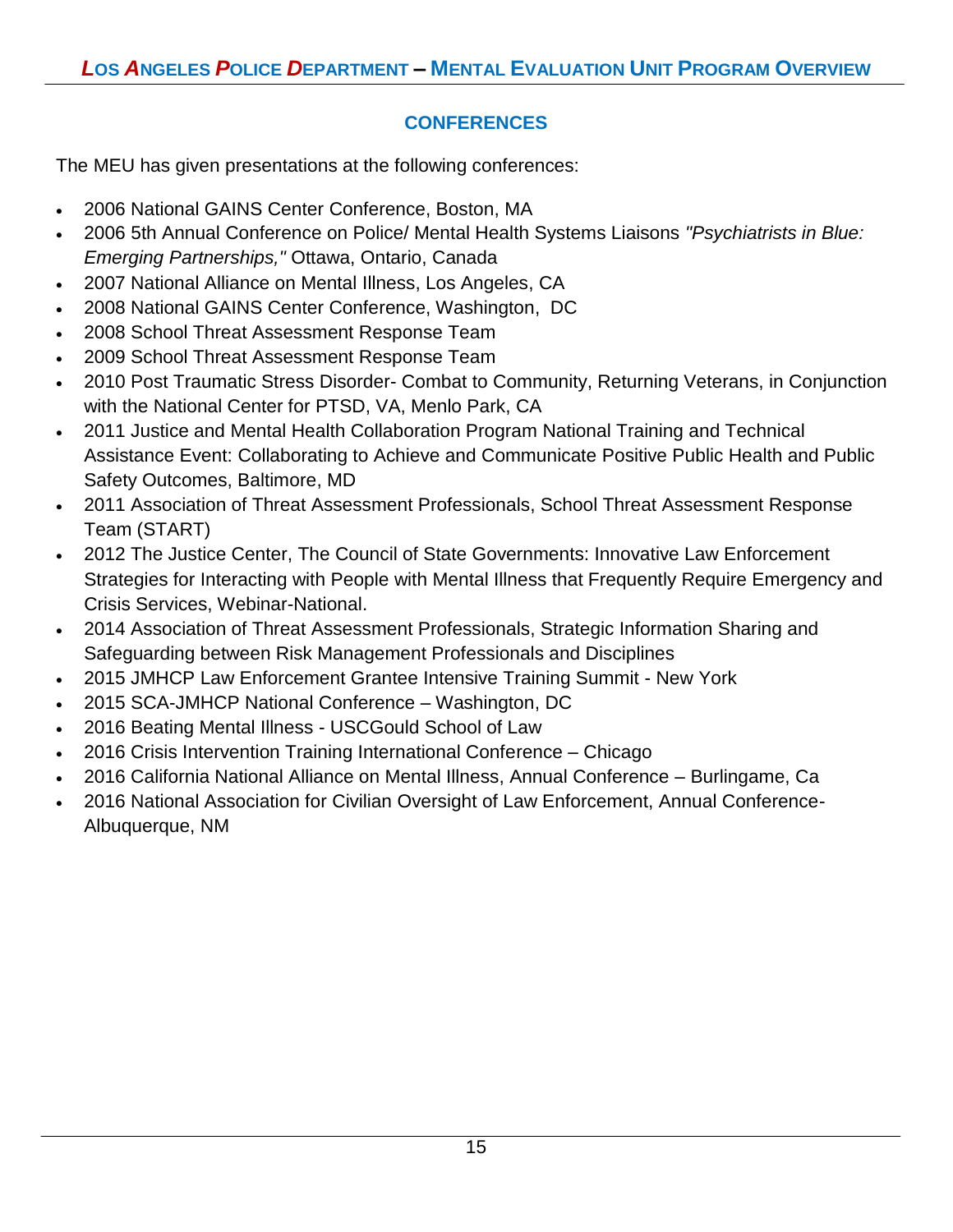## CONFERENCES

The MEU has given presentations at the following conferences:

- 2006 National GAINS Center Conference, Boston, MA
- 2006 5th Annual Conference on Police/ Mental Health Systems Liaisons *"Psychiatrists in Blue: Emerging Partnerships,"* Ottawa, Ontario, Canada
- 2007 National Alliance on Mental Illness, Los Angeles, CA
- 2008 National GAINS Center Conference, Washington, DC
- 2008 School Threat Assessment Response Team
- 2009 School Threat Assessment Response Team
- 2010 Post Traumatic Stress Disorder- Combat to Community, Returning Veterans, in Conjunction with the National Center for PTSD, VA, Menlo Park, CA
- 2011 Justice and Mental Health Collaboration Program National Training and Technical Assistance Event: Collaborating to Achieve and Communicate Positive Public Health and Public Safety Outcomes, Baltimore, MD
- 2011 Association of Threat Assessment Professionals, School Threat Assessment Response Team (START)
- 2012 The Justice Center, The Council of State Governments: Innovative Law Enforcement Strategies for Interacting with People with Mental Illness that Frequently Require Emergency and Crisis Services, Webinar-National.
- 2014 Association of Threat Assessment Professionals, Strategic Information Sharing and Safeguarding between Risk Management Professionals and Disciplines
- 2015 JMHCP Law Enforcement Grantee Intensive Training Summit - New York
- 2015 SCA-JMHCP National Conference – Washington, DC
- 2016 Beating Mental Illness - USCGould School of Law
- 2016 Crisis Intervention Training International Conference – Chicago
- 2016 California National Alliance on Mental Illness, Annual Conference – Burlingame, Ca
- 2016 National Association for Civilian Oversight of Law Enforcement, Annual Conference- Albuquerque, NM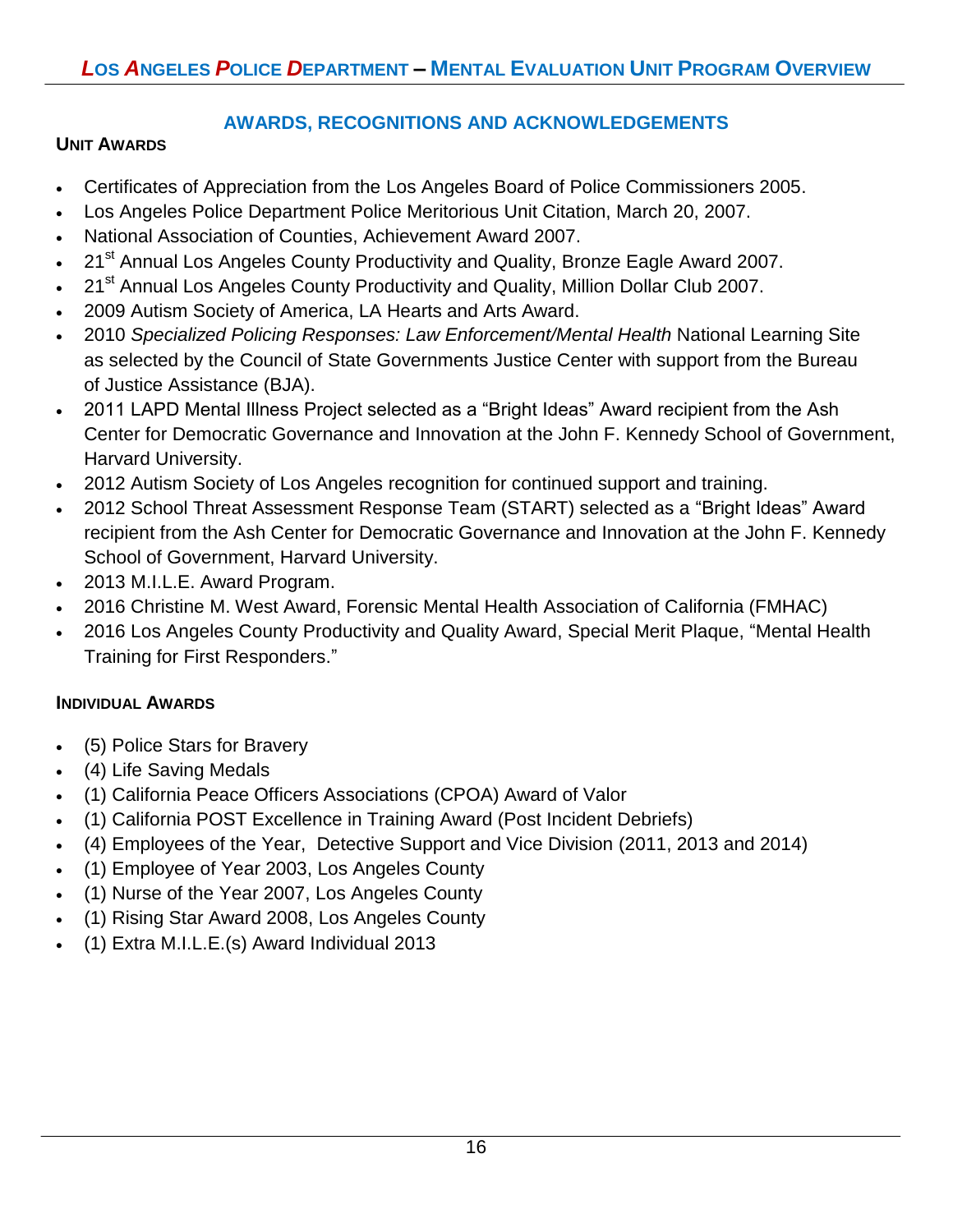## AWARDS, RECOGNITIONS AND ACKNOWLEDGEMENTS

### UNIT AWARDS

- Certificates of Appreciation from the Los Angeles Board of Police Commissioners 2005.
- Los Angeles Police Department Police Meritorious Unit Citation, March 20, 2007.
- National Association of Counties, Achievement Award 2007.
- 21st Annual Los Angeles County Productivity and Quality, Bronze Eagle Award 2007.
- 21st Annual Los Angeles County Productivity and Quality, Million Dollar Club 2007.
- 2009 Autism Society of America, LA Hearts and Arts Award.
- 2010 *Specialized Policing Responses: Law Enforcement/Mental Health* National Learning Site as selected by the Council of State Governments Justice Center with support from the Bureau of Justice Assistance (BJA).
- 2011 LAPD Mental Illness Project selected as a "Bright Ideas" Award recipient from the Ash Center for Democratic Governance and Innovation at the John F. Kennedy School of Government, Harvard University.
- 2012 Autism Society of Los Angeles recognition for continued support and training.
- 2012 School Threat Assessment Response Team (START) selected as a "Bright Ideas" Award recipient from the Ash Center for Democratic Governance and Innovation at the John F. Kennedy School of Government, Harvard University.
- 2013 M.I.L.E. Award Program.
- 2016 Christine M. West Award, Forensic Mental Health Association of California (FMHAC)
- 2016 Los Angeles County Productivity and Quality Award, Special Merit Plaque, "Mental Health Training for First Responders."

### INDIVIDUAL AWARDS

- (5) Police Stars for Bravery
- (4) Life Saving Medals
- (1) California Peace Officers Associations (CPOA) Award of Valor
- (1) California POST Excellence in Training Award (Post Incident Debriefs)
- (4) Employees of the Year, Detective Support and Vice Division (2011, 2013 and 2014)
- (1) Employee of Year 2003, Los Angeles County
- (1) Nurse of the Year 2007, Los Angeles County
- (1) Rising Star Award 2008, Los Angeles County
- (1) Extra M.I.L.E.(s) Award Individual 2013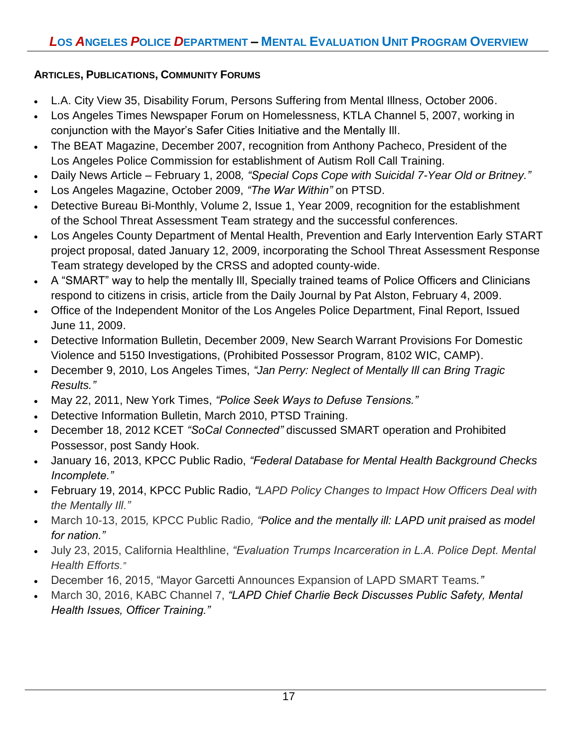**ARTICLES, PUBLICATIONS, COMMUNITY FORUMS**

- L.A. City View 35, Disability Forum, Persons Suffering from Mental Illness, October 2006.
- Los Angeles Times Newspaper Forum on Homelessness, KTLA Channel 5, 2007, working in conjunction with the Mayor's Safer Cities Initiative and the Mentally Ill.
- The BEAT Magazine, December 2007, recognition from Anthony Pacheco, President of the Los Angeles Police Commission for establishment of Autism Roll Call Training.
- Daily News Article – February 1, 2008*, "Special Cops Cope with Suicidal 7-Year Old or Britney."*
- Los Angeles Magazine, October 2009, *"The War Within"* on PTSD.
- Detective Bureau Bi-Monthly, Volume 2, Issue 1, Year 2009, recognition for the establishment of the School Threat Assessment Team strategy and the successful conferences.
- Los Angeles County Department of Mental Health, Prevention and Early Intervention Early START project proposal, dated January 12, 2009, incorporating the School Threat Assessment Response Team strategy developed by the CRSS and adopted county-wide.
- A "SMART" way to help the mentally Ill, Specially trained teams of Police Officers and Clinicians respond to citizens in crisis, article from the Daily Journal by Pat Alston, February 4, 2009.
- Office of the Independent Monitor of the Los Angeles Police Department, Final Report, Issued June 11, 2009.
- Detective Information Bulletin, December 2009, New Search Warrant Provisions For Domestic Violence and 5150 Investigations, (Prohibited Possessor Program, 8102 WIC, CAMP).
- December 9, 2010, Los Angeles Times, *"Jan Perry: Neglect of Mentally Ill can Bring Tragic Results."*
- May 22, 2011, New York Times, *"Police Seek Ways to Defuse Tensions."*
- Detective Information Bulletin, March 2010, PTSD Training.
- December 18, 2012 KCET *"SoCal Connected"* discussed SMART operation and Prohibited Possessor, post Sandy Hook.
- January 16, 2013, KPCC Public Radio, *"Federal Database for Mental Health Background Checks Incomplete."*
- February 19, 2014, KPCC Public Radio, *"LAPD Policy Changes to Impact How Officers Deal with the Mentally Ill."*
- March 10-13, 2015, KPCC Public Radio*, "Police and the mentally ill: LAPD unit praised as model for nation."*
- July 23, 2015, California Healthline, *"Evaluation Trumps Incarceration in L.A. Police Dept. Mental Health Efforts."*
- December 16, 2015, "Mayor Garcetti Announces Expansion of LAPD SMART Teams*."*
- March 30, 2016, KABC Channel 7, *"LAPD Chief Charlie Beck Discusses Public Safety, Mental Health Issues, Officer Training."*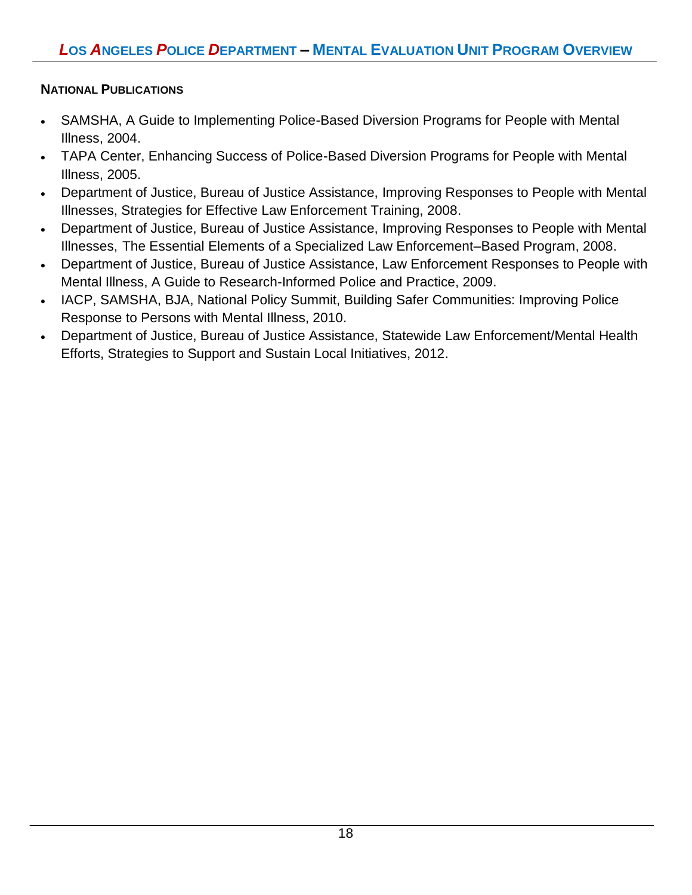**National Publications**

- SAMSHA, A Guide to Implementing Police-Based Diversion Programs for People with Mental Illness, 2004.
- TAPA Center, Enhancing Success of Police-Based Diversion Programs for People with Mental Illness, 2005.
- Department of Justice, Bureau of Justice Assistance, Improving Responses to People with Mental Illnesses, Strategies for Effective Law Enforcement Training, 2008.
- Department of Justice, Bureau of Justice Assistance, Improving Responses to People with Mental Illnesses, The Essential Elements of a Specialized Law Enforcement–Based Program, 2008.
- Department of Justice, Bureau of Justice Assistance, Law Enforcement Responses to People with Mental Illness, A Guide to Research-Informed Police and Practice, 2009.
- IACP, SAMSHA, BJA, National Policy Summit, Building Safer Communities: Improving Police Response to Persons with Mental Illness, 2010.
- Department of Justice, Bureau of Justice Assistance, Statewide Law Enforcement/Mental Health Efforts, Strategies to Support and Sustain Local Initiatives, 2012.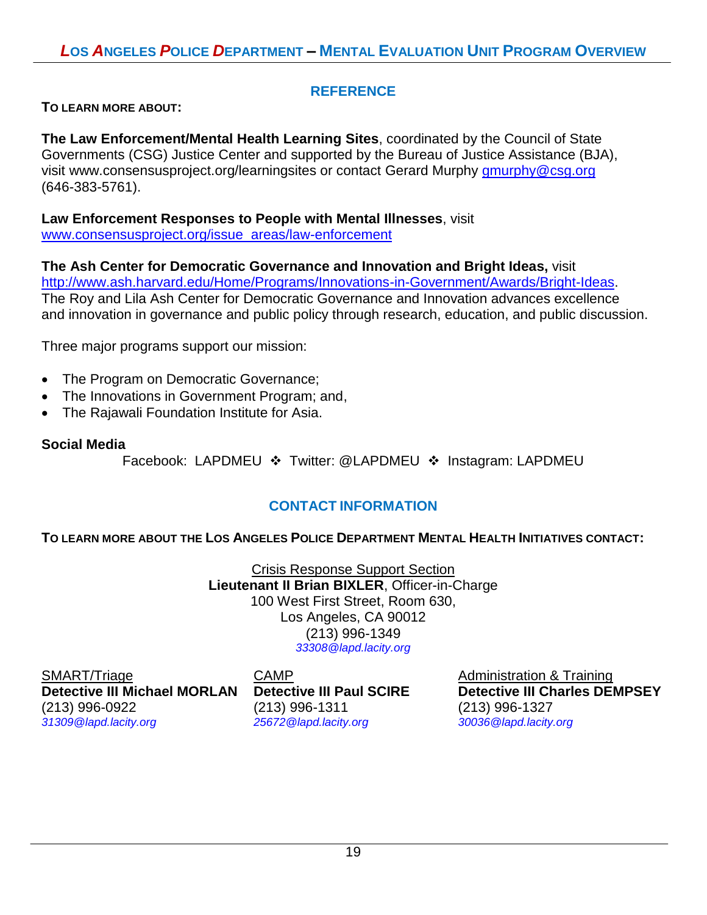## REFERENCE

**TO LEARN MORE ABOUT:**

**The Law Enforcement/Mental Health Learning Sites**, coordinated by the Council of State Governments (CSG) Justice Center and supported by the Bureau of Justice Assistance (BJA), visit www.consensusproject.org/learningsites or contact Gerard Murphy gmurphy@csg.org (646-383-5761).

**Law Enforcement Responses to People with Mental Illnesses**, visit www.consensusproject.org/issue_areas/law-enforcement

**The Ash Center for Democratic Governance and Innovation and Bright Ideas,** visit http://www.ash.harvard.edu/Home/Programs/Innovations-in-Government/Awards/Bright-Ideas. The Roy and Lila Ash Center for Democratic Governance and Innovation advances excellence and innovation in governance and public policy through research, education, and public discussion.

Three major programs support our mission:

- The Program on Democratic Governance;
- The Innovations in Government Program; and,
- The Rajawali Foundation Institute for Asia.

**Social Media**

Facebook: LAPDMEU ❖ Twitter: @LAPDMEU ❖ Instagram: LAPDMEU

## CONTACT INFORMATION

**TO LEARN MORE ABOUT THE LOS ANGELES POLICE DEPARTMENT MENTAL HEALTH INITIATIVES CONTACT:**

Crisis Response Support Section
**Lieutenant II Brian BIXLER**, Officer-in-Charge
100 West First Street, Room 630,
Los Angeles, CA 90012
(213) 996-1349
*33308@lapd.lacity.org*

SMART/Triage
**Detective III Michael MORLAN**
(213) 996-0922
*31309@lapd.lacity.org*

CAMP
**Detective III Paul SCIRE**
(213) 996-1311
*25672@lapd.lacity.org*

Administration & Training
**Detective III Charles DEMPSEY**
(213) 996-1327
*30036@lapd.lacity.org*